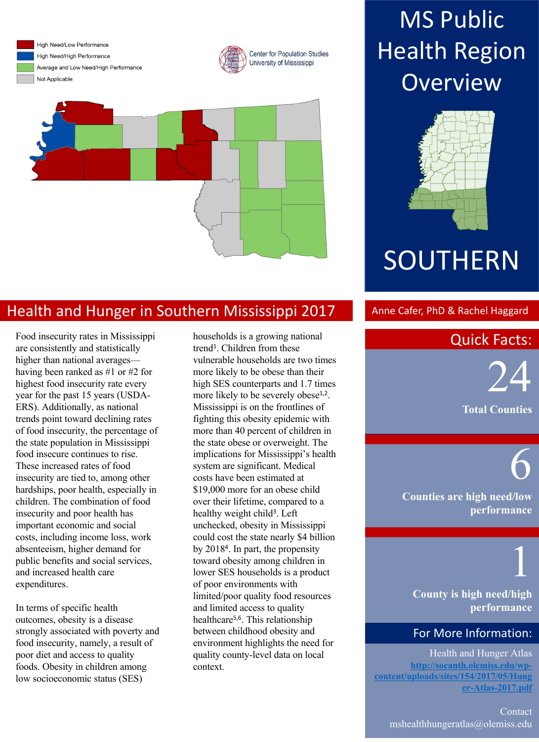High Need/Low Performance

High Need/High Performance

Average and Low Need/High Performance

Not Applicable

Center for Population Studies
University of Mississippi

# MS Public Health Region Overview

# SOUTHERN

## Health and Hunger in Southern Mississippi 2017

Anne Cafer, PhD & Rachel Haggard

Food insecurity rates in Mississippi are consistently and statistically higher than national averages—having been ranked as #1 or #2 for highest food insecurity rate every year for the past 15 years (USDA-ERS). Additionally, as national trends point toward declining rates of food insecurity, the percentage of the state population in Mississippi food insecure continues to rise. These increased rates of food insecurity are tied to, among other hardships, poor health, especially in children. The combination of food insecurity and poor health has important economic and social costs, including income loss, work absenteeism, higher demand for public benefits and social services, and increased health care expenditures.

In terms of specific health outcomes, obesity is a disease strongly associated with poverty and food insecurity, namely, a result of poor diet and access to quality foods. Obesity in children among low socioeconomic status (SES) households is a growing national trend[1]. Children from these vulnerable households are two times more likely to be obese than their high SES counterparts and 1.7 times more likely to be severely obese[1,2]. Mississippi is on the frontlines of fighting this obesity epidemic with more than 40 percent of children in the state obese or overweight. The implications for Mississippi's health system are significant. Medical costs have been estimated at \$19,000 more for an obese child over their lifetime, compared to a healthy weight child[3]. Left unchecked, obesity in Mississippi could cost the state nearly \$4 billion by 2018[4]. In part, the propensity toward obesity among children in lower SES households is a product of poor environments with limited/poor quality food resources and limited access to quality healthcare[5,6]. This relationship between childhood obesity and environment highlights the need for quality county-level data on local context.

## Quick Facts:

**24**
**Total Counties**

**6**
**Counties are high need/low performance**

**1**
**County is high need/high performance**

## For More Information:

Health and Hunger Atlas
**http://socanth.olemiss.edu/wp-content/uploads/sites/154/2017/05/Hunger-Atlas-2017.pdf**

Contact
mshealthhungeratlas@olemiss.edu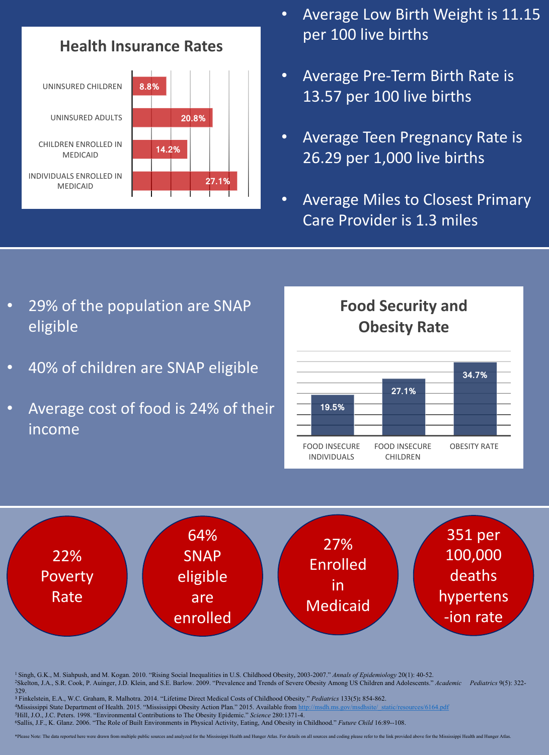### Health Insurance Rates

UNINSURED CHILDREN 8.8%
UNINSURED ADULTS 20.8%
CHILDREN ENROLLED IN MEDICAID 14.2%
INDIVIDUALS ENROLLED IN MEDICAID 27.1%

- Average Low Birth Weight is 11.15 per 100 live births
- Average Pre-Term Birth Rate is 13.57 per 100 live births
- Average Teen Pregnancy Rate is 26.29 per 1,000 live births
- Average Miles to Closest Primary Care Provider is 1.3 miles

- 29% of the population are SNAP eligible
- 40% of children are SNAP eligible
- Average cost of food is 24% of their income

### Food Security and Obesity Rate

FOOD INSECURE INDIVIDUALS 19.5%
FOOD INSECURE CHILDREN 27.1%
OBESITY RATE 34.7%

22% Poverty Rate

64% SNAP eligible are enrolled

27% Enrolled in Medicaid

351 per 100,000 deaths hypertens-ion rate

[1] Singh, G.K., M. Siahpush, and M. Kogan. 2010. "Rising Social Inequalities in U.S. Childhood Obesity, 2003-2007." *Annals of Epidemiology* 20(1): 40-52.
[2] Skelton, J.A., S.R. Cook, P. Auinger, J.D. Klein, and S.E. Barlow. 2009. "Prevalence and Trends of Severe Obesity Among US Children and Adolescents." *Academic Pediatrics* 9(5): 322-329.
[3] Finkelstein, E.A., W.C. Graham, R. Malhotra. 2014. "Lifetime Direct Medical Costs of Childhood Obesity." *Pediatrics* 133(5): 854-862.
[4] Mississippi State Department of Health. 2015. "Mississippi Obesity Action Plan." 2015. Available from http://msdh.ms.gov/msdhsite/_static/resources/6164.pdf
[5] Hill, J.O., J.C. Peters. 1998. "Environmental Contributions to The Obesity Epidemic." *Science* 280:1371-4.
[6] Sallis, J.F., K. Glanz. 2006. "The Role of Built Environments in Physical Activity, Eating, And Obesity in Childhood." *Future Child* 16:89--108.

*Please Note: The data reported here were drawn from multiple public sources and analyzed for the Mississippi Health and Hunger Atlas. For details on all sources and coding please refer to the link provided above for the Mississippi Health and Hunger Atlas.